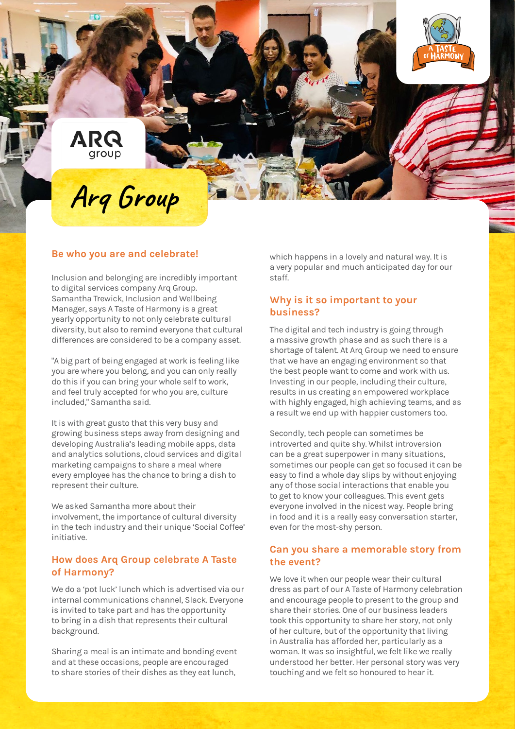# Arq Group

## Be who you are and celebrate!

Inclusion and belonging are incredibly important to digital services company Arq Group. Samantha Trewick, Inclusion and Wellbeing Manager, says A Taste of Harmony is a great yearly opportunity to not only celebrate cultural diversity, but also to remind everyone that cultural differences are considered to be a company asset.

"A big part of being engaged at work is feeling like you are where you belong, and you can only really do this if you can bring your whole self to work, and feel truly accepted for who you are, culture included," Samantha said.

It is with great gusto that this very busy and growing business steps away from designing and developing Australia's leading mobile apps, data and analytics solutions, cloud services and digital marketing campaigns to share a meal where every employee has the chance to bring a dish to represent their culture.

We asked Samantha more about their involvement, the importance of cultural diversity in the tech industry and their unique 'Social Coffee' initiative.

## How does Arq Group celebrate A Taste of Harmony?

We do a 'pot luck' lunch which is advertised via our internal communications channel, Slack. Everyone is invited to take part and has the opportunity to bring in a dish that represents their cultural background.

Sharing a meal is an intimate and bonding event and at these occasions, people are encouraged to share stories of their dishes as they eat lunch, which happens in a lovely and natural way. It is a very popular and much anticipated day for our staff.

## Why is it so important to your business?

The digital and tech industry is going through a massive growth phase and as such there is a shortage of talent. At Arq Group we need to ensure that we have an engaging environment so that the best people want to come and work with us. Investing in our people, including their culture, results in us creating an empowered workplace with highly engaged, high achieving teams, and as a result we end up with happier customers too.

Secondly, tech people can sometimes be introverted and quite shy. Whilst introversion can be a great superpower in many situations, sometimes our people can get so focused it can be easy to find a whole day slips by without enjoying any of those social interactions that enable you to get to know your colleagues. This event gets everyone involved in the nicest way. People bring in food and it is a really easy conversation starter, even for the most-shy person.

## Can you share a memorable story from the event?

We love it when our people wear their cultural dress as part of our A Taste of Harmony celebration and encourage people to present to the group and share their stories. One of our business leaders took this opportunity to share her story, not only of her culture, but of the opportunity that living in Australia has afforded her, particularly as a woman. It was so insightful, we felt like we really understood her better. Her personal story was very touching and we felt so honoured to hear it.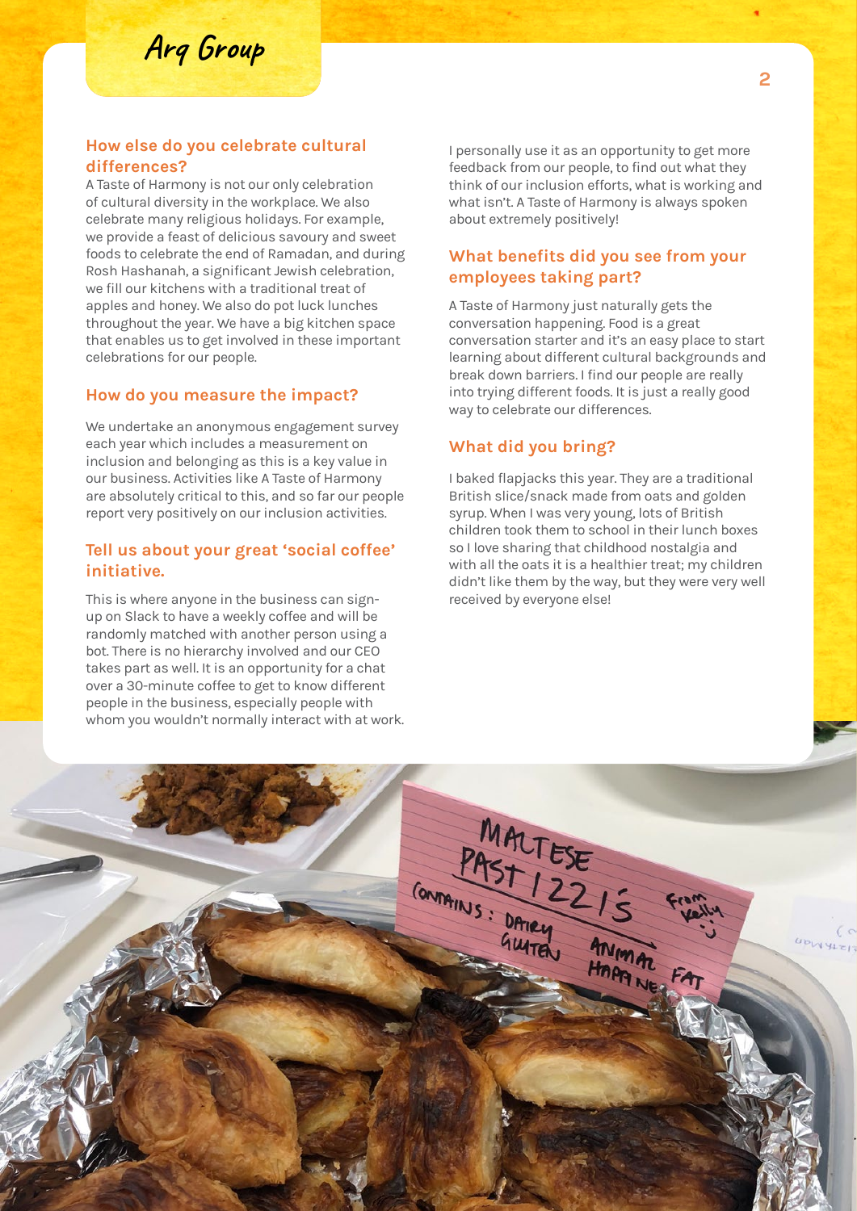### How else do you celebrate cultural differences?

A Taste of Harmony is not our only celebration of cultural diversity in the workplace. We also celebrate many religious holidays. For example, we provide a feast of delicious savoury and sweet foods to celebrate the end of Ramadan, and during Rosh Hashanah, a significant Jewish celebration, we fill our kitchens with a traditional treat of apples and honey. We also do pot luck lunches throughout the year. We have a big kitchen space that enables us to get involved in these important celebrations for our people.

### How do you measure the impact?

We undertake an anonymous engagement survey each year which includes a measurement on inclusion and belonging as this is a key value in our business. Activities like A Taste of Harmony are absolutely critical to this, and so far our people report very positively on our inclusion activities.

### Tell us about your great 'social coffee' initiative.

This is where anyone in the business can sign-up on Slack to have a weekly coffee and will be randomly matched with another person using a bot. There is no hierarchy involved and our CEO takes part as well. It is an opportunity for a chat over a 30-minute coffee to get to know different people in the business, especially people with whom you wouldn't normally interact with at work.

I personally use it as an opportunity to get more feedback from our people, to find out what they think of our inclusion efforts, what is working and what isn't. A Taste of Harmony is always spoken about extremely positively!

### What benefits did you see from your employees taking part?

A Taste of Harmony just naturally gets the conversation happening. Food is a great conversation starter and it's an easy place to start learning about different cultural backgrounds and break down barriers. I find our people are really into trying different foods. It is just a really good way to celebrate our differences.

### What did you bring?

I baked flapjacks this year. They are a traditional British slice/snack made from oats and golden syrup. When I was very young, lots of British children took them to school in their lunch boxes so I love sharing that childhood nostalgia and with all the oats it is a healthier treat; my children didn't like them by the way, but they were very well received by everyone else!